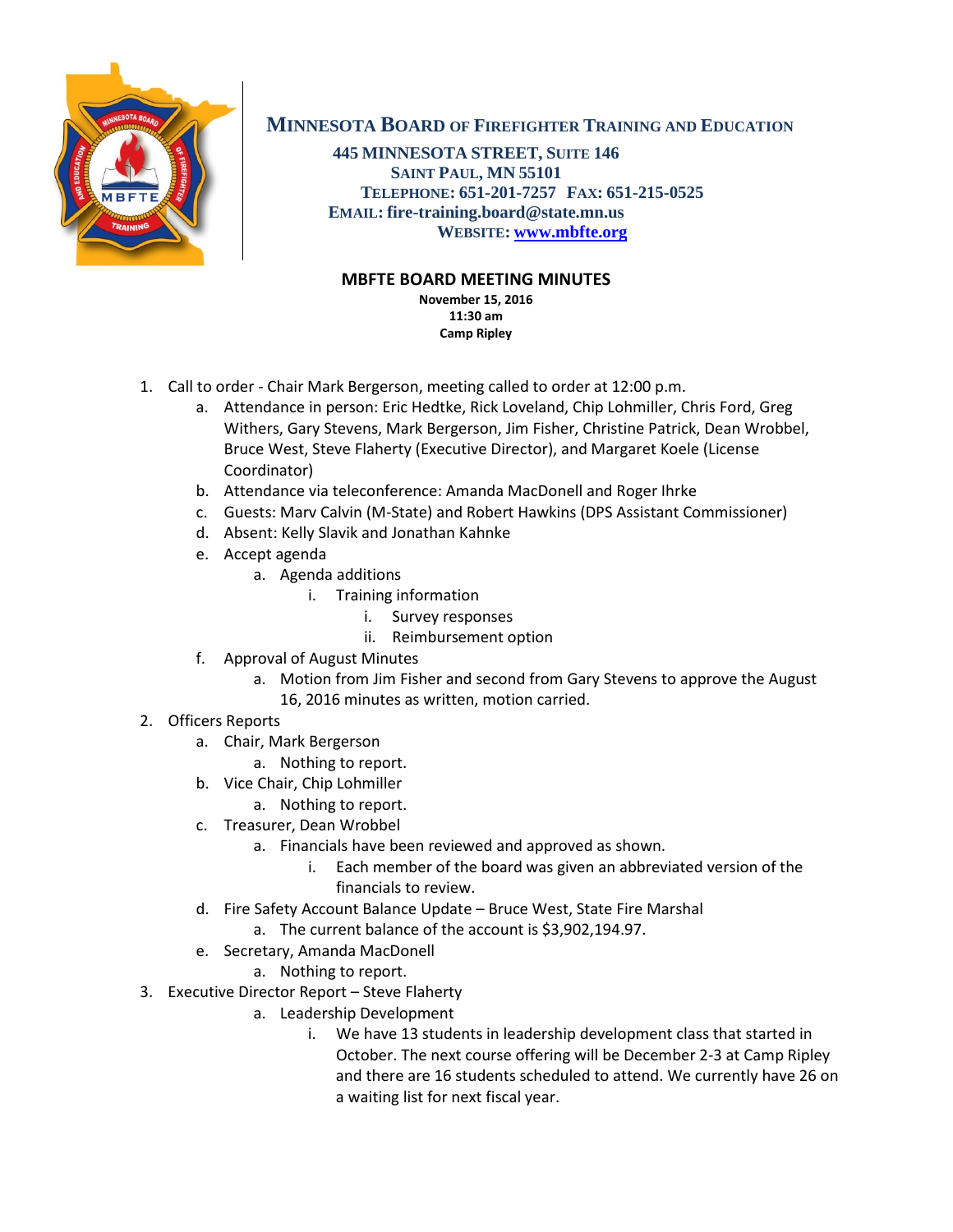# Minnesota Board of Firefighter Training and Education

**445 Minnesota Street, Suite 146**
**Saint Paul, MN 55101**
**Telephone: 651-201-7257 Fax: 651-215-0525**
**Email: fire-training.board@state.mn.us**
**Website: [www.mbfte.org](http://www.mbfte.org)**

## MBFTE BOARD MEETING MINUTES

**November 15, 2016**
**11:30 am**
**Camp Ripley**

1. Call to order - Chair Mark Bergerson, meeting called to order at 12:00 p.m.
   a. Attendance in person: Eric Hedtke, Rick Loveland, Chip Lohmiller, Chris Ford, Greg Withers, Gary Stevens, Mark Bergerson, Jim Fisher, Christine Patrick, Dean Wrobbel, Bruce West, Steve Flaherty (Executive Director), and Margaret Koele (License Coordinator)
   b. Attendance via teleconference: Amanda MacDonell and Roger Ihrke
   c. Guests: Marv Calvin (M-State) and Robert Hawkins (DPS Assistant Commissioner)
   d. Absent: Kelly Slavik and Jonathan Kahnke
   e. Accept agenda
      a. Agenda additions
         i. Training information
            i. Survey responses
            ii. Reimbursement option
   f. Approval of August Minutes
      a. Motion from Jim Fisher and second from Gary Stevens to approve the August 16, 2016 minutes as written, motion carried.
2. Officers Reports
   a. Chair, Mark Bergerson
      a. Nothing to report.
   b. Vice Chair, Chip Lohmiller
      a. Nothing to report.
   c. Treasurer, Dean Wrobbel
      a. Financials have been reviewed and approved as shown.
         i. Each member of the board was given an abbreviated version of the financials to review.
   d. Fire Safety Account Balance Update – Bruce West, State Fire Marshal
      a. The current balance of the account is $3,902,194.97.
   e. Secretary, Amanda MacDonell
      a. Nothing to report.
3. Executive Director Report – Steve Flaherty
   a. Leadership Development
      i. We have 13 students in leadership development class that started in October. The next course offering will be December 2-3 at Camp Ripley and there are 16 students scheduled to attend. We currently have 26 on a waiting list for next fiscal year.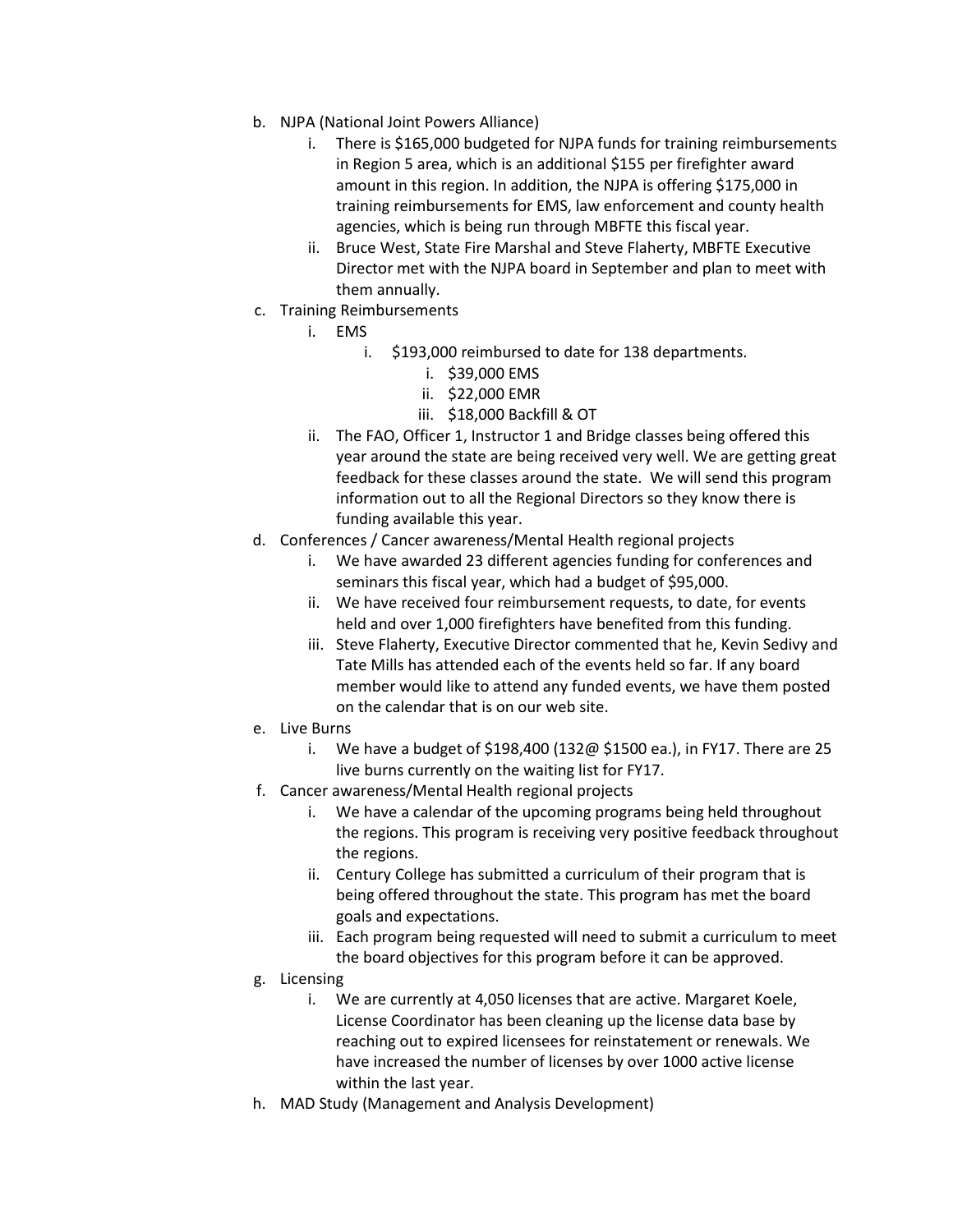b. NJPA (National Joint Powers Alliance)
    i. There is $165,000 budgeted for NJPA funds for training reimbursements in Region 5 area, which is an additional $155 per firefighter award amount in this region. In addition, the NJPA is offering $175,000 in training reimbursements for EMS, law enforcement and county health agencies, which is being run through MBFTE this fiscal year.
    ii. Bruce West, State Fire Marshal and Steve Flaherty, MBFTE Executive Director met with the NJPA board in September and plan to meet with them annually.

c. Training Reimbursements
    i. EMS
        i. $193,000 reimbursed to date for 138 departments.
            i. $39,000 EMS
            ii. $22,000 EMR
            iii. $18,000 Backfill & OT
    ii. The FAO, Officer 1, Instructor 1 and Bridge classes being offered this year around the state are being received very well. We are getting great feedback for these classes around the state. We will send this program information out to all the Regional Directors so they know there is funding available this year.

d. Conferences / Cancer awareness/Mental Health regional projects
    i. We have awarded 23 different agencies funding for conferences and seminars this fiscal year, which had a budget of $95,000.
    ii. We have received four reimbursement requests, to date, for events held and over 1,000 firefighters have benefited from this funding.
    iii. Steve Flaherty, Executive Director commented that he, Kevin Sedivy and Tate Mills has attended each of the events held so far. If any board member would like to attend any funded events, we have them posted on the calendar that is on our web site.

e. Live Burns
    i. We have a budget of $198,400 (132@ $1500 ea.), in FY17. There are 25 live burns currently on the waiting list for FY17.

f. Cancer awareness/Mental Health regional projects
    i. We have a calendar of the upcoming programs being held throughout the regions. This program is receiving very positive feedback throughout the regions.
    ii. Century College has submitted a curriculum of their program that is being offered throughout the state. This program has met the board goals and expectations.
    iii. Each program being requested will need to submit a curriculum to meet the board objectives for this program before it can be approved.

g. Licensing
    i. We are currently at 4,050 licenses that are active. Margaret Koele, License Coordinator has been cleaning up the license data base by reaching out to expired licensees for reinstatement or renewals. We have increased the number of licenses by over 1000 active license within the last year.

h. MAD Study (Management and Analysis Development)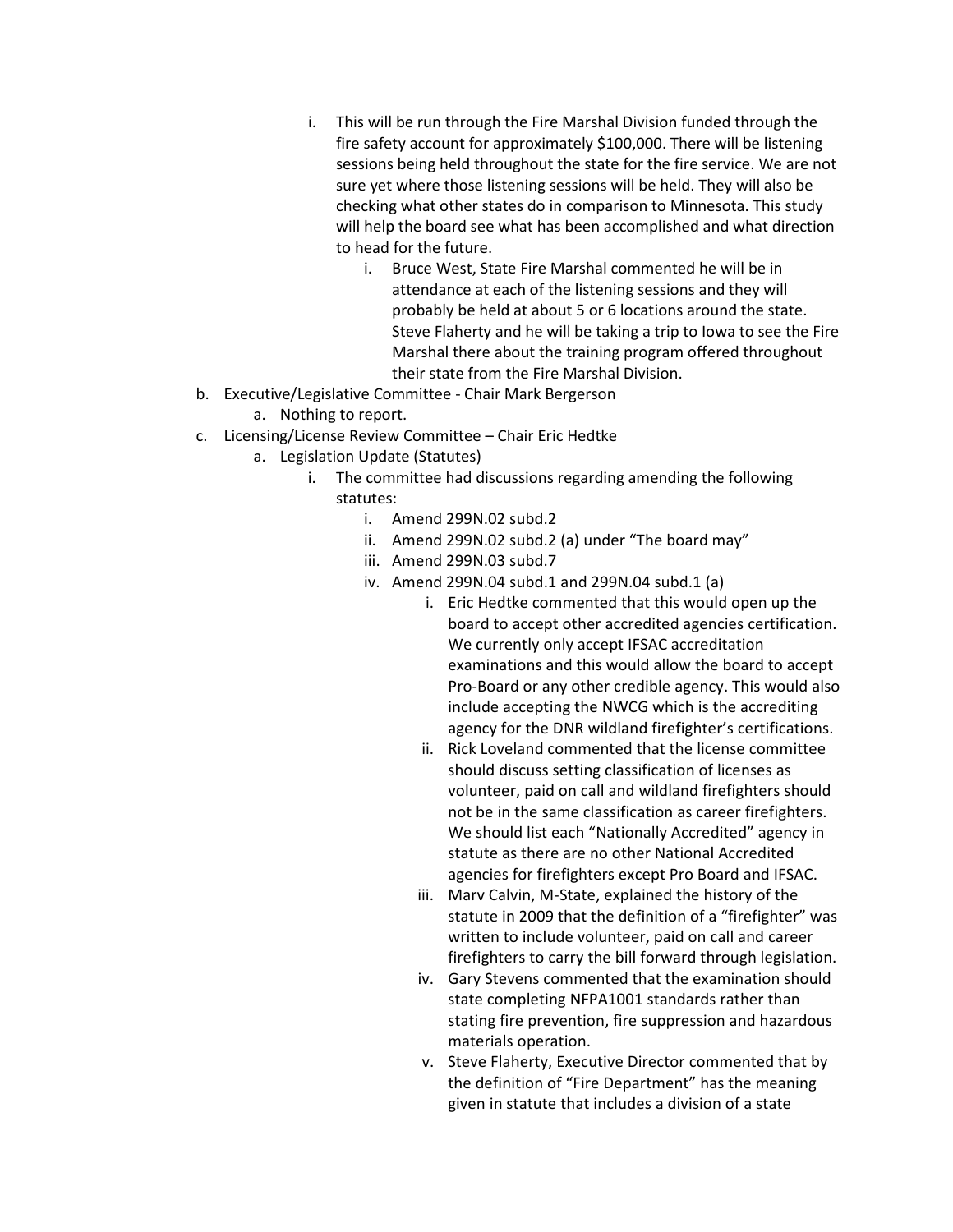i. This will be run through the Fire Marshal Division funded through the fire safety account for approximately $100,000. There will be listening sessions being held throughout the state for the fire service. We are not sure yet where those listening sessions will be held. They will also be checking what other states do in comparison to Minnesota. This study will help the board see what has been accomplished and what direction to head for the future.
                i. Bruce West, State Fire Marshal commented he will be in attendance at each of the listening sessions and they will probably be held at about 5 or 6 locations around the state. Steve Flaherty and he will be taking a trip to Iowa to see the Fire Marshal there about the training program offered throughout their state from the Fire Marshal Division.

b. Executive/Legislative Committee - Chair Mark Bergerson
    a. Nothing to report.

c. Licensing/License Review Committee – Chair Eric Hedtke
    a. Legislation Update (Statutes)
        i. The committee had discussions regarding amending the following statutes:
            i. Amend 299N.02 subd.2
            ii. Amend 299N.02 subd.2 (a) under "The board may"
            iii. Amend 299N.03 subd.7
            iv. Amend 299N.04 subd.1 and 299N.04 subd.1 (a)
                i. Eric Hedtke commented that this would open up the board to accept other accredited agencies certification. We currently only accept IFSAC accreditation examinations and this would allow the board to accept Pro-Board or any other credible agency. This would also include accepting the NWCG which is the accrediting agency for the DNR wildland firefighter's certifications.
                ii. Rick Loveland commented that the license committee should discuss setting classification of licenses as volunteer, paid on call and wildland firefighters should not be in the same classification as career firefighters. We should list each "Nationally Accredited" agency in statute as there are no other National Accredited agencies for firefighters except Pro Board and IFSAC.
                iii. Marv Calvin, M-State, explained the history of the statute in 2009 that the definition of a "firefighter" was written to include volunteer, paid on call and career firefighters to carry the bill forward through legislation.
                iv. Gary Stevens commented that the examination should state completing NFPA1001 standards rather than stating fire prevention, fire suppression and hazardous materials operation.
                v. Steve Flaherty, Executive Director commented that by the definition of "Fire Department" has the meaning given in statute that includes a division of a state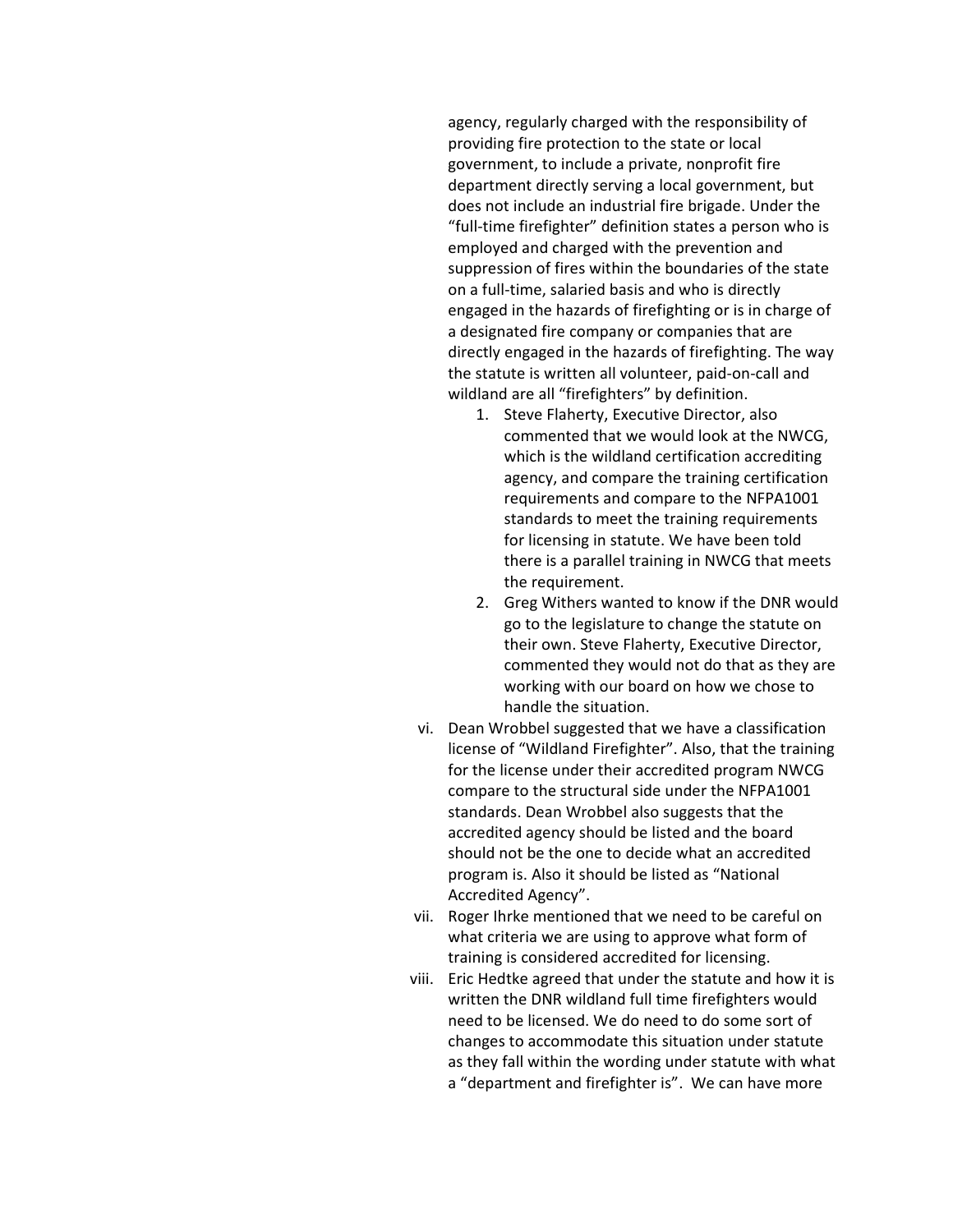agency, regularly charged with the responsibility of providing fire protection to the state or local government, to include a private, nonprofit fire department directly serving a local government, but does not include an industrial fire brigade. Under the "full-time firefighter" definition states a person who is employed and charged with the prevention and suppression of fires within the boundaries of the state on a full-time, salaried basis and who is directly engaged in the hazards of firefighting or is in charge of a designated fire company or companies that are directly engaged in the hazards of firefighting. The way the statute is written all volunteer, paid-on-call and wildland are all "firefighters" by definition.

1. Steve Flaherty, Executive Director, also commented that we would look at the NWCG, which is the wildland certification accrediting agency, and compare the training certification requirements and compare to the NFPA1001 standards to meet the training requirements for licensing in statute. We have been told there is a parallel training in NWCG that meets the requirement.
2. Greg Withers wanted to know if the DNR would go to the legislature to change the statute on their own. Steve Flaherty, Executive Director, commented they would not do that as they are working with our board on how we chose to handle the situation.

vi. Dean Wrobbel suggested that we have a classification license of "Wildland Firefighter". Also, that the training for the license under their accredited program NWCG compare to the structural side under the NFPA1001 standards. Dean Wrobbel also suggests that the accredited agency should be listed and the board should not be the one to decide what an accredited program is. Also it should be listed as "National Accredited Agency".

vii. Roger Ihrke mentioned that we need to be careful on what criteria we are using to approve what form of training is considered accredited for licensing.

viii. Eric Hedtke agreed that under the statute and how it is written the DNR wildland full time firefighters would need to be licensed. We do need to do some sort of changes to accommodate this situation under statute as they fall within the wording under statute with what a "department and firefighter is". We can have more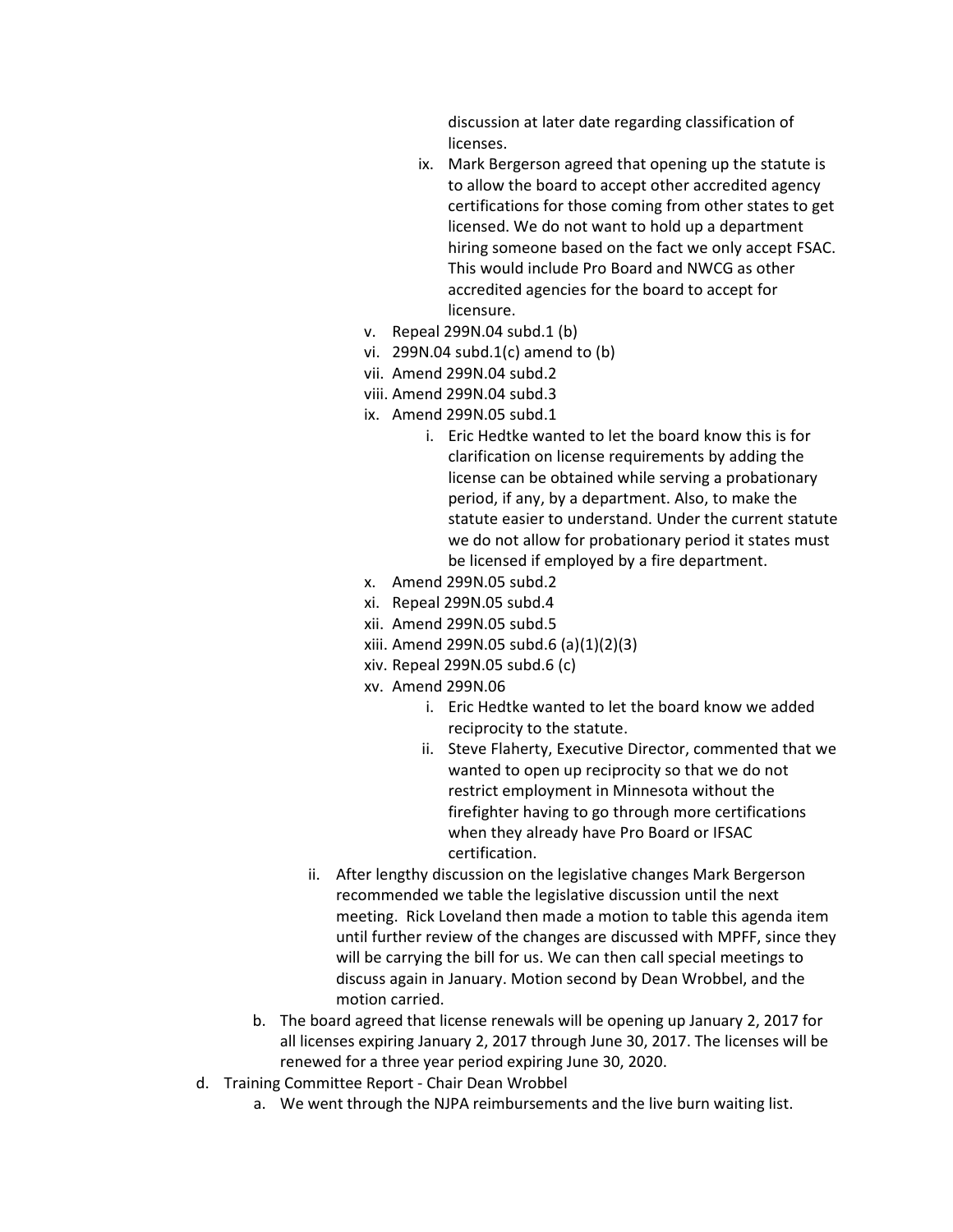discussion at later date regarding classification of licenses.

ix. Mark Bergerson agreed that opening up the statute is to allow the board to accept other accredited agency certifications for those coming from other states to get licensed. We do not want to hold up a department hiring someone based on the fact we only accept FSAC. This would include Pro Board and NWCG as other accredited agencies for the board to accept for licensure.

v. Repeal 299N.04 subd.1 (b)
vi. 299N.04 subd.1(c) amend to (b)
vii. Amend 299N.04 subd.2
viii. Amend 299N.04 subd.3
ix. Amend 299N.05 subd.1
   i. Eric Hedtke wanted to let the board know this is for clarification on license requirements by adding the license can be obtained while serving a probationary period, if any, by a department. Also, to make the statute easier to understand. Under the current statute we do not allow for probationary period it states must be licensed if employed by a fire department.
x. Amend 299N.05 subd.2
xi. Repeal 299N.05 subd.4
xii. Amend 299N.05 subd.5
xiii. Amend 299N.05 subd.6 (a)(1)(2)(3)
xiv. Repeal 299N.05 subd.6 (c)
xv. Amend 299N.06
   i. Eric Hedtke wanted to let the board know we added reciprocity to the statute.
   ii. Steve Flaherty, Executive Director, commented that we wanted to open up reciprocity so that we do not restrict employment in Minnesota without the firefighter having to go through more certifications when they already have Pro Board or IFSAC certification.

ii. After lengthy discussion on the legislative changes Mark Bergerson recommended we table the legislative discussion until the next meeting. Rick Loveland then made a motion to table this agenda item until further review of the changes are discussed with MPFF, since they will be carrying the bill for us. We can then call special meetings to discuss again in January. Motion second by Dean Wrobbel, and the motion carried.

b. The board agreed that license renewals will be opening up January 2, 2017 for all licenses expiring January 2, 2017 through June 30, 2017. The licenses will be renewed for a three year period expiring June 30, 2020.

d. Training Committee Report - Chair Dean Wrobbel
   a. We went through the NJPA reimbursements and the live burn waiting list.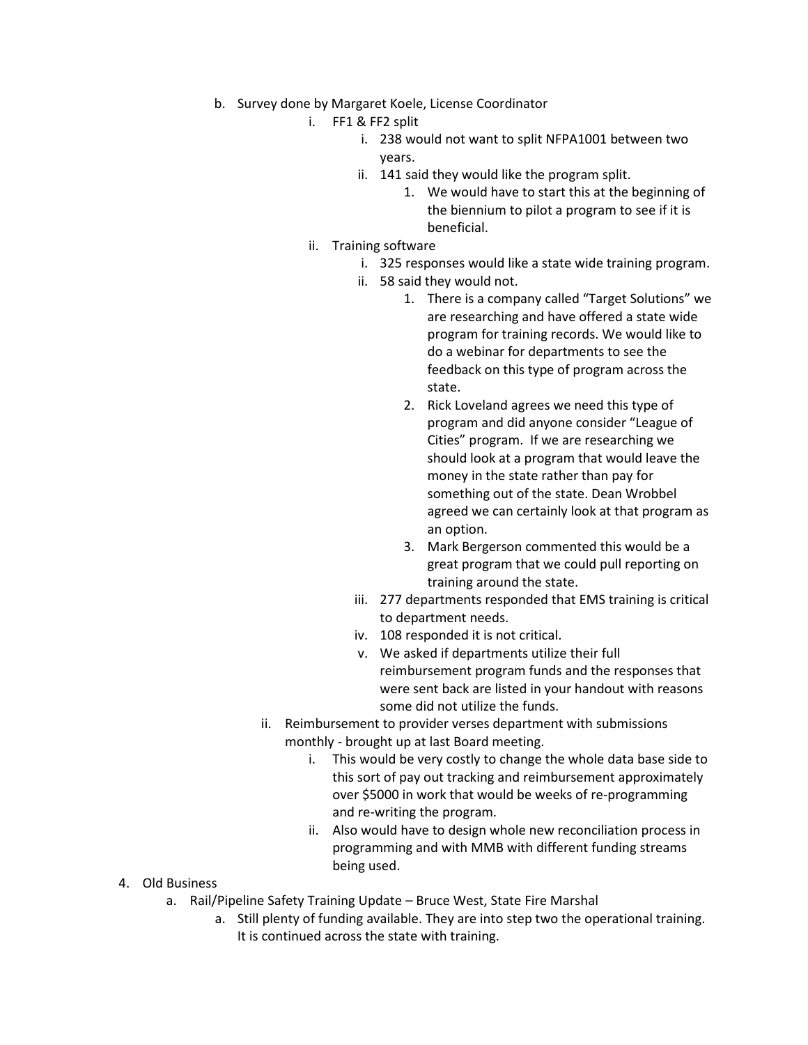- b. Survey done by Margaret Koele, License Coordinator
  - i. FF1 & FF2 split
    - i. 238 would not want to split NFPA1001 between two years.
    - ii. 141 said they would like the program split.
      1. We would have to start this at the beginning of the biennium to pilot a program to see if it is beneficial.
  - ii. Training software
    - i. 325 responses would like a state wide training program.
    - ii. 58 said they would not.
      1. There is a company called "Target Solutions" we are researching and have offered a state wide program for training records. We would like to do a webinar for departments to see the feedback on this type of program across the state.
      2. Rick Loveland agrees we need this type of program and did anyone consider "League of Cities" program. If we are researching we should look at a program that would leave the money in the state rather than pay for something out of the state. Dean Wrobbel agreed we can certainly look at that program as an option.
      3. Mark Bergerson commented this would be a great program that we could pull reporting on training around the state.
    - iii. 277 departments responded that EMS training is critical to department needs.
    - iv. 108 responded it is not critical.
    - v. We asked if departments utilize their full reimbursement program funds and the responses that were sent back are listed in your handout with reasons some did not utilize the funds.
  - ii. Reimbursement to provider verses department with submissions monthly - brought up at last Board meeting.
    - i. This would be very costly to change the whole data base side to this sort of pay out tracking and reimbursement approximately over $5000 in work that would be weeks of re-programming and re-writing the program.
    - ii. Also would have to design whole new reconciliation process in programming and with MMB with different funding streams being used.

4. Old Business
   - a. Rail/Pipeline Safety Training Update – Bruce West, State Fire Marshal
     - a. Still plenty of funding available. They are into step two the operational training. It is continued across the state with training.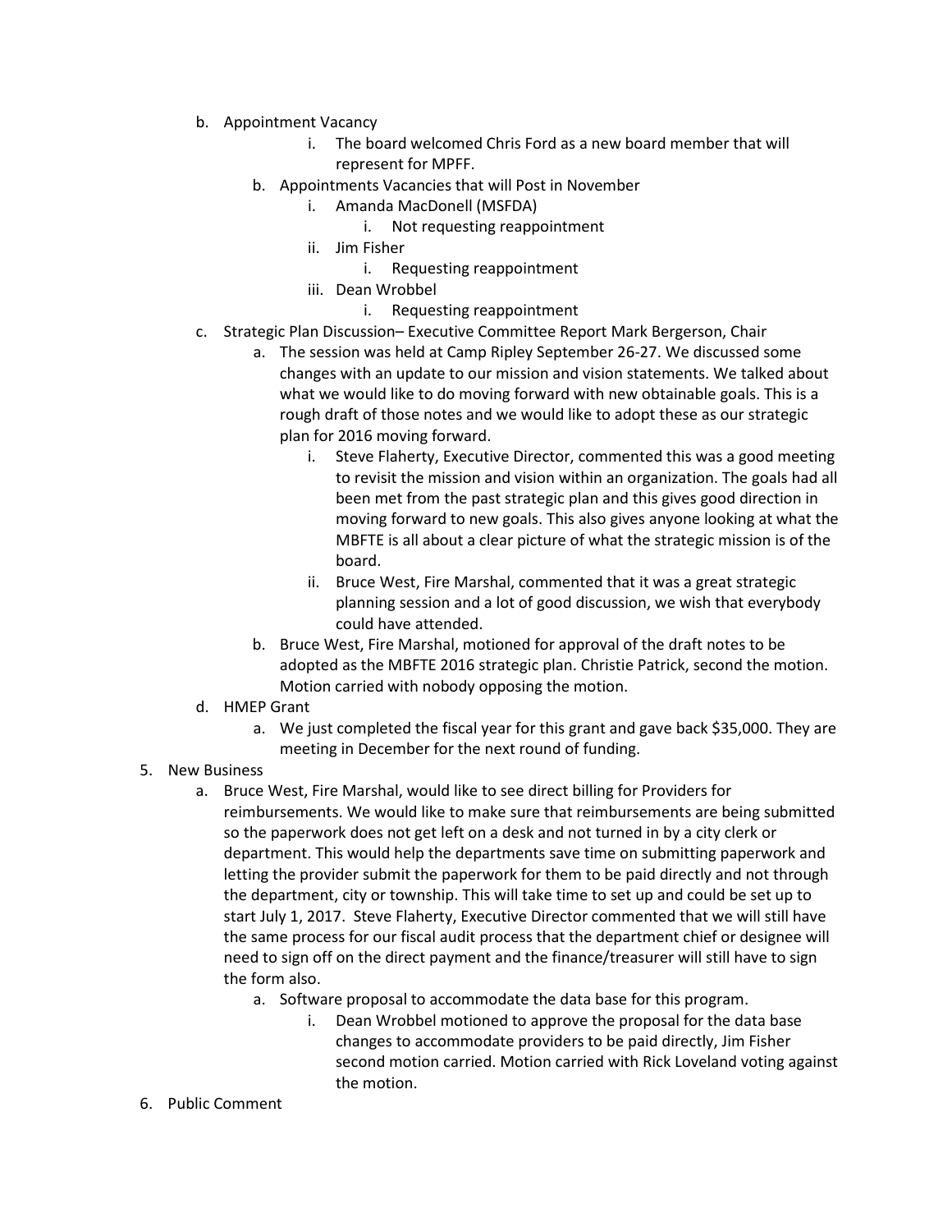- b. Appointment Vacancy
    - i. The board welcomed Chris Ford as a new board member that will represent for MPFF.
  - b. Appointments Vacancies that will Post in November
    - i. Amanda MacDonell (MSFDA)
      - i. Not requesting reappointment
    - ii. Jim Fisher
      - i. Requesting reappointment
    - iii. Dean Wrobbel
      - i. Requesting reappointment
- c. Strategic Plan Discussion– Executive Committee Report Mark Bergerson, Chair
  - a. The session was held at Camp Ripley September 26-27. We discussed some changes with an update to our mission and vision statements. We talked about what we would like to do moving forward with new obtainable goals. This is a rough draft of those notes and we would like to adopt these as our strategic plan for 2016 moving forward.
    - i. Steve Flaherty, Executive Director, commented this was a good meeting to revisit the mission and vision within an organization. The goals had all been met from the past strategic plan and this gives good direction in moving forward to new goals. This also gives anyone looking at what the MBFTE is all about a clear picture of what the strategic mission is of the board.
    - ii. Bruce West, Fire Marshal, commented that it was a great strategic planning session and a lot of good discussion, we wish that everybody could have attended.
  - b. Bruce West, Fire Marshal, motioned for approval of the draft notes to be adopted as the MBFTE 2016 strategic plan. Christie Patrick, second the motion. Motion carried with nobody opposing the motion.
- d. HMEP Grant
  - a. We just completed the fiscal year for this grant and gave back $35,000. They are meeting in December for the next round of funding.

5. New Business
   - a. Bruce West, Fire Marshal, would like to see direct billing for Providers for reimbursements. We would like to make sure that reimbursements are being submitted so the paperwork does not get left on a desk and not turned in by a city clerk or department. This would help the departments save time on submitting paperwork and letting the provider submit the paperwork for them to be paid directly and not through the department, city or township. This will take time to set up and could be set up to start July 1, 2017. Steve Flaherty, Executive Director commented that we will still have the same process for our fiscal audit process that the department chief or designee will need to sign off on the direct payment and the finance/treasurer will still have to sign the form also.
     - a. Software proposal to accommodate the data base for this program.
       - i. Dean Wrobbel motioned to approve the proposal for the data base changes to accommodate providers to be paid directly, Jim Fisher second motion carried. Motion carried with Rick Loveland voting against the motion.
6. Public Comment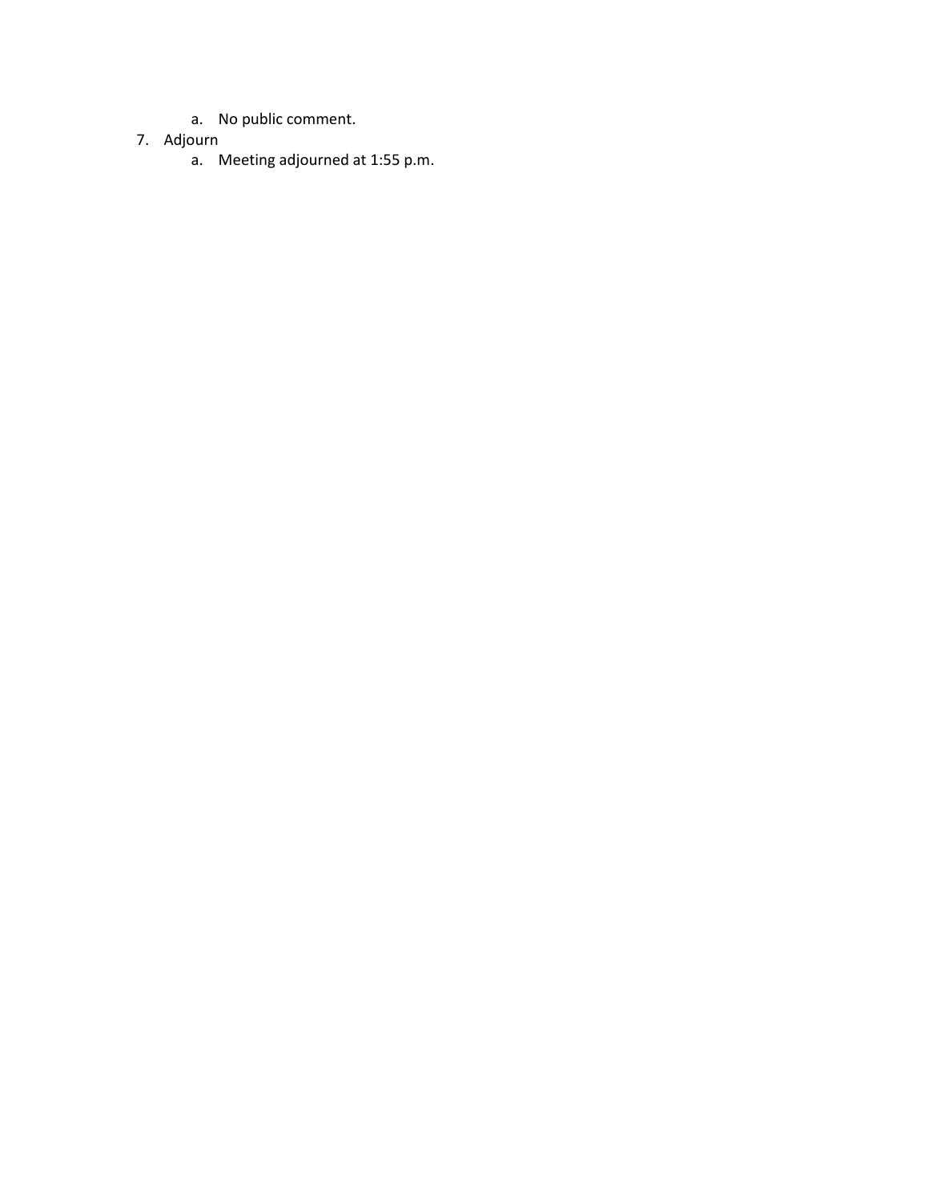a. No public comment.

7. Adjourn
   a. Meeting adjourned at 1:55 p.m.